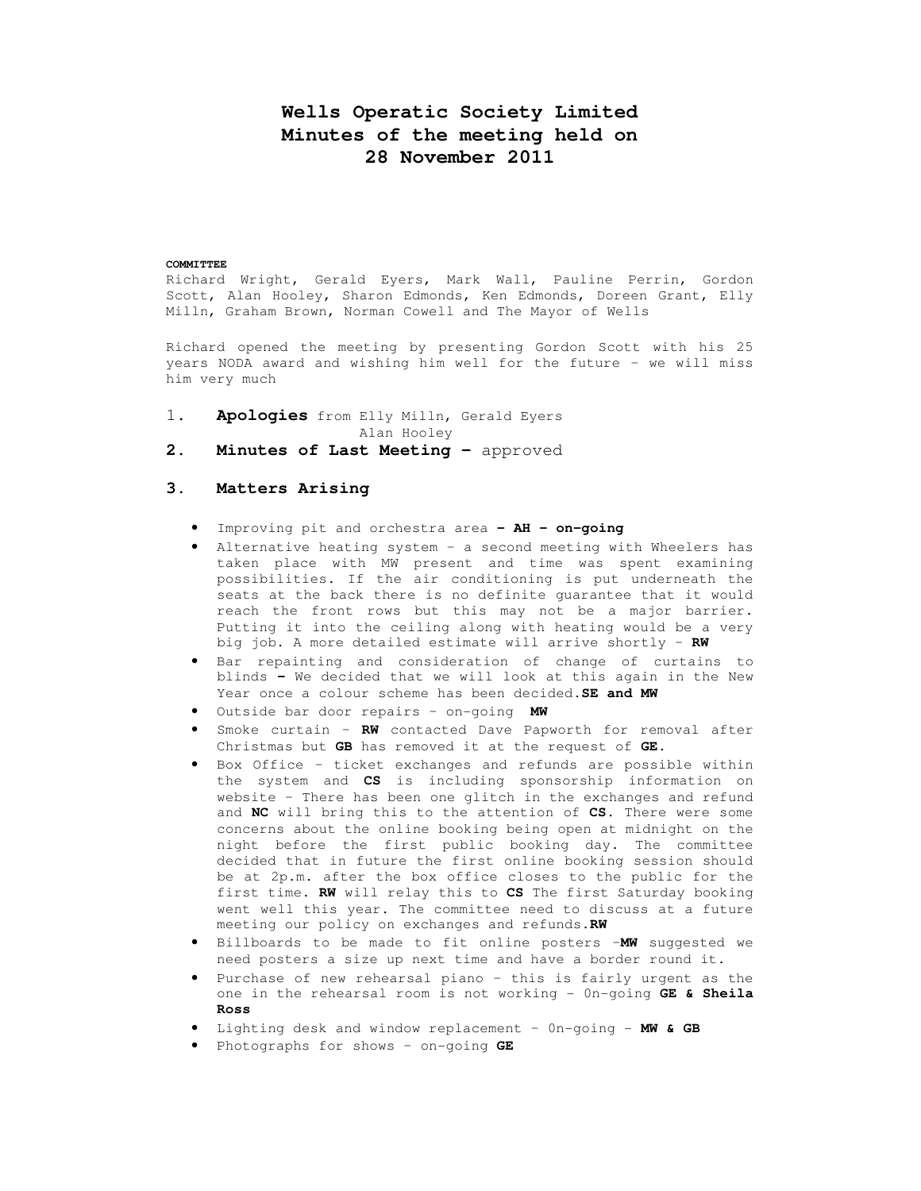# Wells Operatic Society Limited
# Minutes of the meeting held on
# 28 November 2011

**COMMITTEE**

Richard Wright, Gerald Eyers, Mark Wall, Pauline Perrin, Gordon Scott, Alan Hooley, Sharon Edmonds, Ken Edmonds, Doreen Grant, Elly Milln, Graham Brown, Norman Cowell and The Mayor of Wells

Richard opened the meeting by presenting Gordon Scott with his 25 years NODA award and wishing him well for the future – we will miss him very much

1. **Apologies** from Elly Milln, Gerald Eyers
   Alan Hooley
2. **Minutes of Last Meeting –** approved
3. **Matters Arising**

- Improving pit and orchestra area **– AH – on-going**
- Alternative heating system – a second meeting with Wheelers has taken place with MW present and time was spent examining possibilities. If the air conditioning is put underneath the seats at the back there is no definite guarantee that it would reach the front rows but this may not be a major barrier. Putting it into the ceiling along with heating would be a very big job. A more detailed estimate will arrive shortly – **RW**
- Bar repainting and consideration of change of curtains to blinds **–** We decided that we will look at this again in the New Year once a colour scheme has been decided.**SE and MW**
- Outside bar door repairs – on-going **MW**
- Smoke curtain – **RW** contacted Dave Papworth for removal after Christmas but **GB** has removed it at the request of **GE**.
- Box Office – ticket exchanges and refunds are possible within the system and **CS** is including sponsorship information on website – There has been one glitch in the exchanges and refund and **NC** will bring this to the attention of **CS**. There were some concerns about the online booking being open at midnight on the night before the first public booking day. The committee decided that in future the first online booking session should be at 2p.m. after the box office closes to the public for the first time. **RW** will relay this to **CS** The first Saturday booking went well this year. The committee need to discuss at a future meeting our policy on exchanges and refunds.**RW**
- Billboards to be made to fit online posters –**MW** suggested we need posters a size up next time and have a border round it.
- Purchase of new rehearsal piano – this is fairly urgent as the one in the rehearsal room is not working – On-going **GE & Sheila Ross**
- Lighting desk and window replacement – On-going – **MW & GB**
- Photographs for shows – on-going **GE**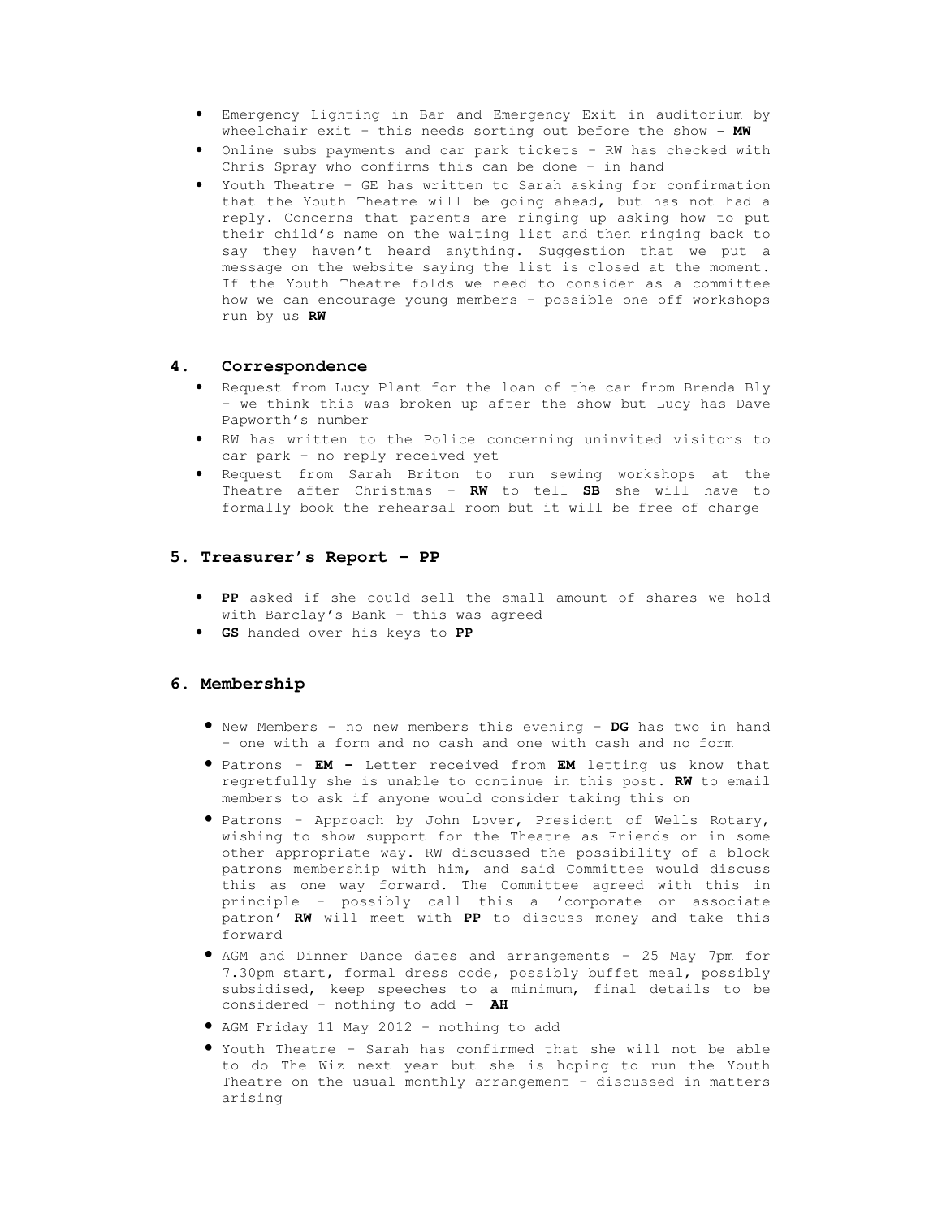- Emergency Lighting in Bar and Emergency Exit in auditorium by wheelchair exit – this needs sorting out before the show – **MW**
- Online subs payments and car park tickets – RW has checked with Chris Spray who confirms this can be done – in hand
- Youth Theatre – GE has written to Sarah asking for confirmation that the Youth Theatre will be going ahead, but has not had a reply. Concerns that parents are ringing up asking how to put their child's name on the waiting list and then ringing back to say they haven't heard anything. Suggestion that we put a message on the website saying the list is closed at the moment. If the Youth Theatre folds we need to consider as a committee how we can encourage young members – possible one off workshops run by us **RW**

## 4. Correspondence

- Request from Lucy Plant for the loan of the car from Brenda Bly – we think this was broken up after the show but Lucy has Dave Papworth's number
- RW has written to the Police concerning uninvited visitors to car park – no reply received yet
- Request from Sarah Briton to run sewing workshops at the Theatre after Christmas – **RW** to tell **SB** she will have to formally book the rehearsal room but it will be free of charge

## 5. Treasurer's Report – PP

- **PP** asked if she could sell the small amount of shares we hold with Barclay's Bank – this was agreed
- **GS** handed over his keys to **PP**

## 6. Membership

- New Members – no new members this evening – **DG** has two in hand – one with a form and no cash and one with cash and no form
- Patrons – **EM –** Letter received from **EM** letting us know that regretfully she is unable to continue in this post. **RW** to email members to ask if anyone would consider taking this on
- Patrons – Approach by John Lover, President of Wells Rotary, wishing to show support for the Theatre as Friends or in some other appropriate way. RW discussed the possibility of a block patrons membership with him, and said Committee would discuss this as one way forward. The Committee agreed with this in principle – possibly call this a 'corporate or associate patron' **RW** will meet with **PP** to discuss money and take this forward
- AGM and Dinner Dance dates and arrangements – 25 May 7pm for 7.30pm start, formal dress code, possibly buffet meal, possibly subsidised, keep speeches to a minimum, final details to be considered – nothing to add – **AH**
- AGM Friday 11 May 2012 – nothing to add
- Youth Theatre – Sarah has confirmed that she will not be able to do The Wiz next year but she is hoping to run the Youth Theatre on the usual monthly arrangement – discussed in matters arising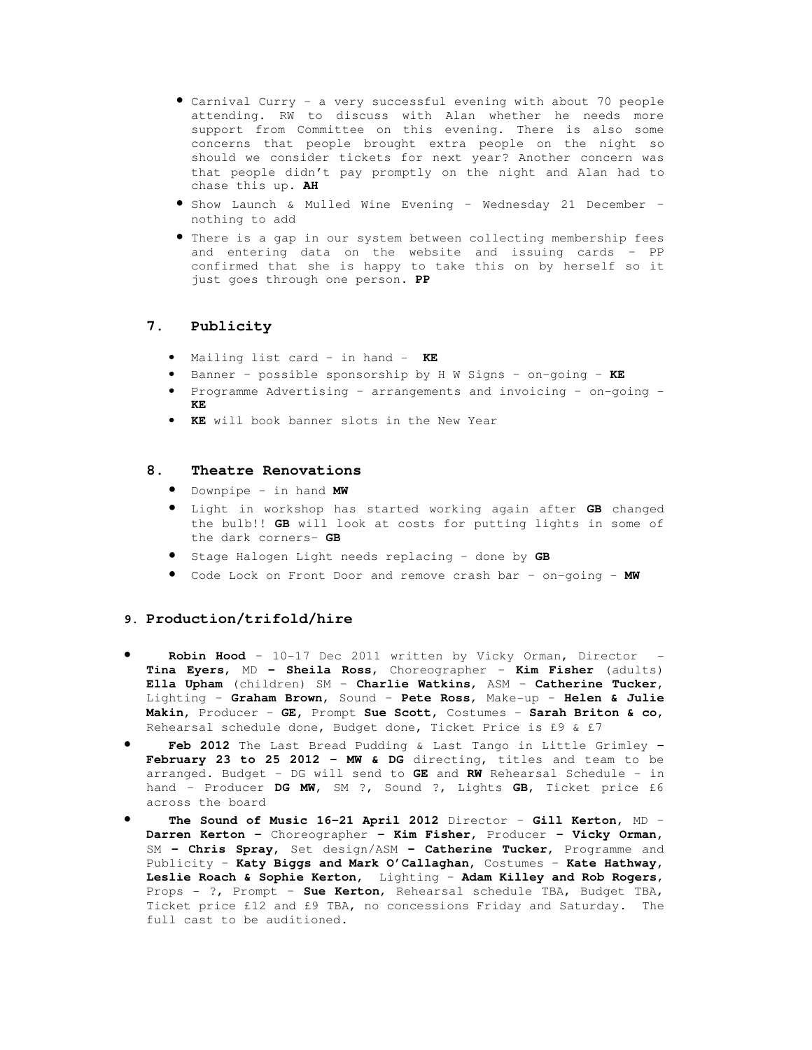- Carnival Curry – a very successful evening with about 70 people attending. RW to discuss with Alan whether he needs more support from Committee on this evening. There is also some concerns that people brought extra people on the night so should we consider tickets for next year? Another concern was that people didn't pay promptly on the night and Alan had to chase this up. **AH**
- Show Launch & Mulled Wine Evening – Wednesday 21 December – nothing to add
- There is a gap in our system between collecting membership fees and entering data on the website and issuing cards – PP confirmed that she is happy to take this on by herself so it just goes through one person. **PP**

## 7. Publicity

- Mailing list card – in hand – **KE**
- Banner – possible sponsorship by H W Signs – on-going – **KE**
- Programme Advertising – arrangements and invoicing – on-going – **KE**
- **KE** will book banner slots in the New Year

## 8. Theatre Renovations

- Downpipe – in hand **MW**
- Light in workshop has started working again after **GB** changed the bulb!! **GB** will look at costs for putting lights in some of the dark corners– **GB**
- Stage Halogen Light needs replacing – done by **GB**
- Code Lock on Front Door and remove crash bar – on-going – **MW**

## 9. Production/trifold/hire

- **Robin Hood** – 10-17 Dec 2011 written by Vicky Orman, Director – **Tina Eyers**, MD **– Sheila Ross**, Choreographer – **Kim Fisher** (adults) **Ella Upham** (children) SM – **Charlie Watkins**, ASM – **Catherine Tucker**, Lighting – **Graham Brown**, Sound – **Pete Ross**, Make-up – **Helen & Julie Makin**, Producer – **GE**, Prompt **Sue Scott**, Costumes – **Sarah Briton & co**, Rehearsal schedule done, Budget done, Ticket Price is £9 & £7
- **Feb 2012** The Last Bread Pudding & Last Tango in Little Grimley **– February 23 to 25 2012 – MW & DG** directing, titles and team to be arranged. Budget – DG will send to **GE** and **RW** Rehearsal Schedule – in hand – Producer **DG MW**, SM ?, Sound ?, Lights **GB**, Ticket price £6 across the board
- **The Sound of Music 16-21 April 2012** Director – **Gill Kerton**, MD – **Darren Kerton –** Choreographer **– Kim Fisher**, Producer **– Vicky Orman**, SM **– Chris Spray**, Set design/ASM **– Catherine Tucker**, Programme and Publicity – **Katy Biggs and Mark O'Callaghan**, Costumes – **Kate Hathway, Leslie Roach & Sophie Kerton**, Lighting – **Adam Killey and Rob Rogers**, Props – ?, Prompt – **Sue Kerton**, Rehearsal schedule TBA, Budget TBA, Ticket price £12 and £9 TBA, no concessions Friday and Saturday. The full cast to be auditioned.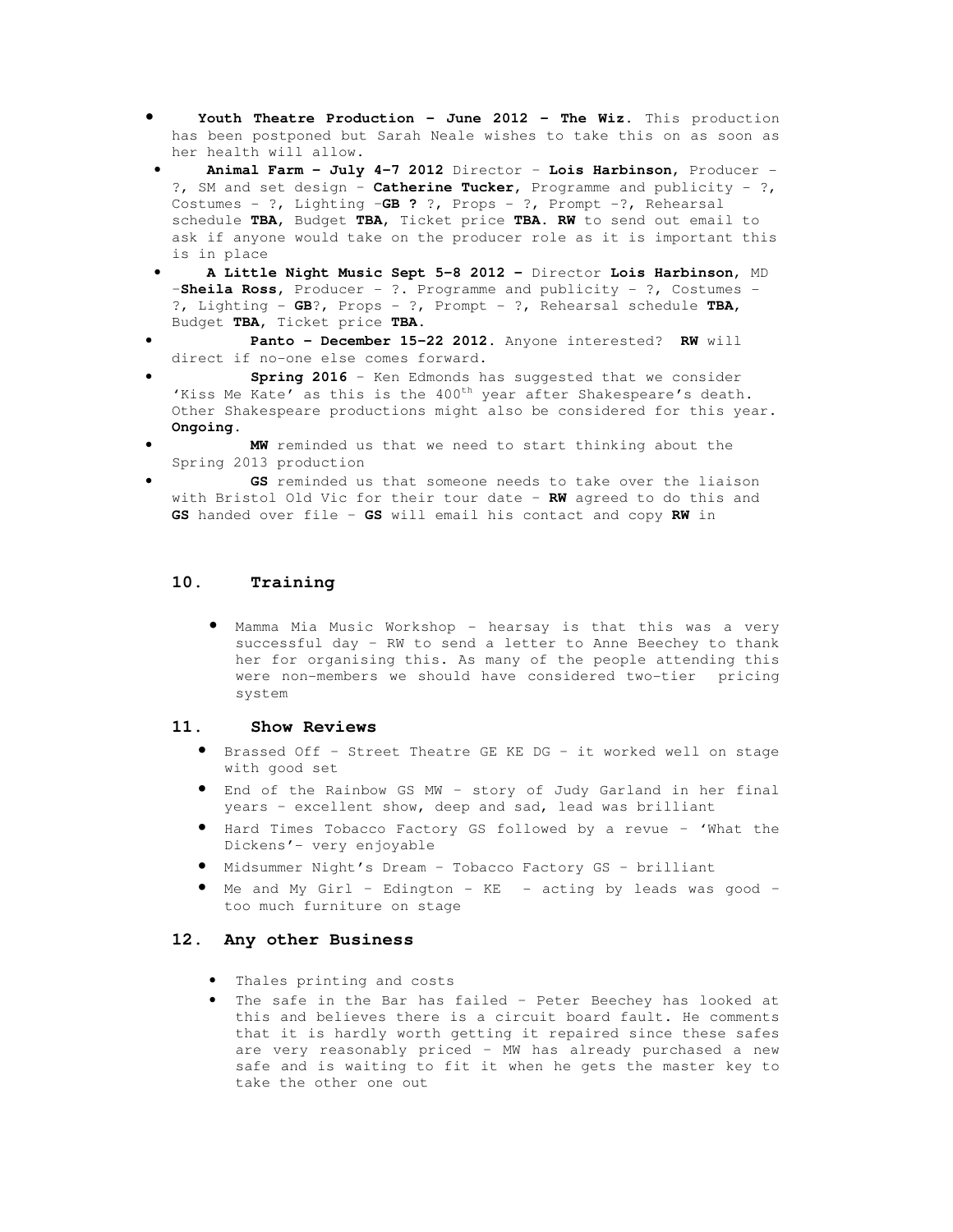- **Youth Theatre Production – June 2012 – The Wiz.** This production has been postponed but Sarah Neale wishes to take this on as soon as her health will allow.
- **Animal Farm – July 4-7 2012** Director – **Lois Harbinson**, Producer – ?, SM and set design – **Catherine Tucker**, Programme and publicity – ?, Costumes – ?, Lighting –**GB ?** ?, Props – ?, Prompt –?, Rehearsal schedule **TBA**, Budget **TBA**, Ticket price **TBA**. **RW** to send out email to ask if anyone would take on the producer role as it is important this is in place
- **A Little Night Music Sept 5-8 2012 –** Director **Lois Harbinson**, MD –**Sheila Ross**, Producer – ?. Programme and publicity – ?, Costumes – ?, Lighting – **GB**?, Props – ?, Prompt – ?, Rehearsal schedule **TBA**, Budget **TBA**, Ticket price **TBA**.
- **Panto – December 15-22 2012.** Anyone interested? **RW** will direct if no-one else comes forward.
- **Spring 2016** – Ken Edmonds has suggested that we consider 'Kiss Me Kate' as this is the 400th year after Shakespeare's death. Other Shakespeare productions might also be considered for this year. **Ongoing.**
- **MW** reminded us that we need to start thinking about the Spring 2013 production
- **GS** reminded us that someone needs to take over the liaison with Bristol Old Vic for their tour date – **RW** agreed to do this and **GS** handed over file – **GS** will email his contact and copy **RW** in

## 10. Training

- Mamma Mia Music Workshop – hearsay is that this was a very successful day – RW to send a letter to Anne Beechey to thank her for organising this. As many of the people attending this were non-members we should have considered two-tier pricing system

## 11. Show Reviews

- Brassed Off – Street Theatre GE KE DG – it worked well on stage with good set
- End of the Rainbow GS MW – story of Judy Garland in her final years – excellent show, deep and sad, lead was brilliant
- Hard Times Tobacco Factory GS followed by a revue – 'What the Dickens'– very enjoyable
- Midsummer Night's Dream – Tobacco Factory GS – brilliant
- Me and My Girl – Edington – KE – acting by leads was good – too much furniture on stage

## 12. Any other Business

- Thales printing and costs
- The safe in the Bar has failed – Peter Beechey has looked at this and believes there is a circuit board fault. He comments that it is hardly worth getting it repaired since these safes are very reasonably priced – MW has already purchased a new safe and is waiting to fit it when he gets the master key to take the other one out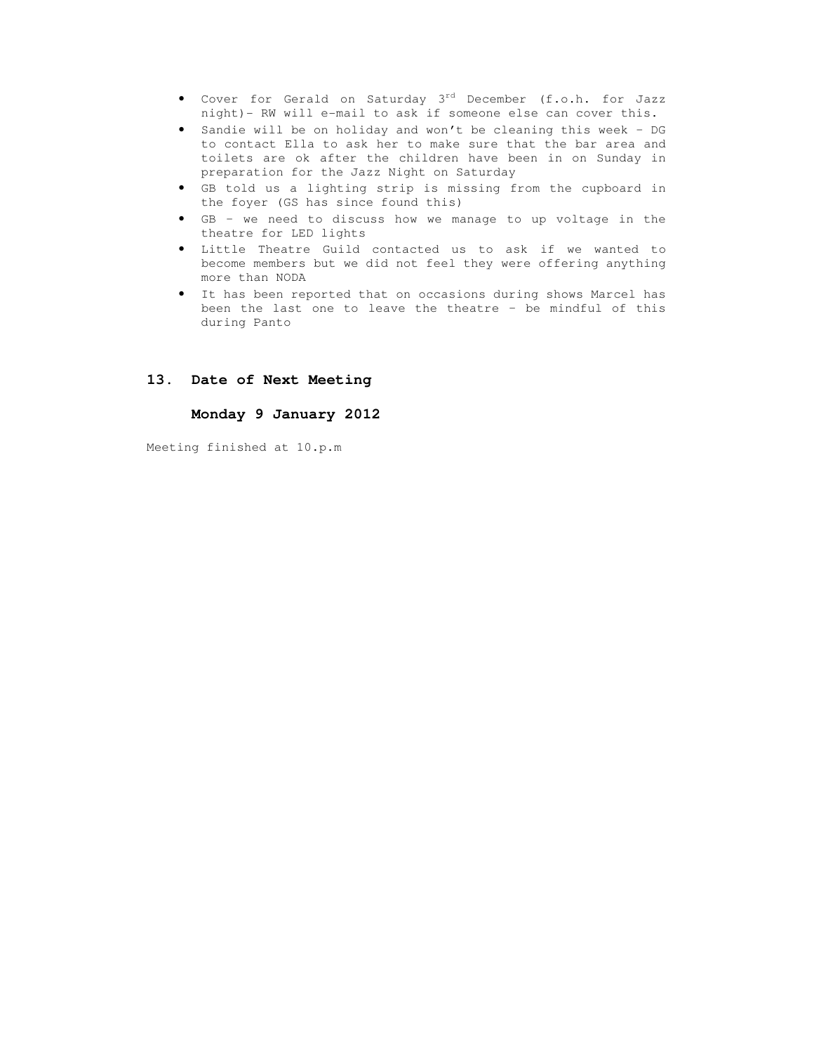- Cover for Gerald on Saturday 3rd December (f.o.h. for Jazz night)- RW will e-mail to ask if someone else can cover this.
- Sandie will be on holiday and won't be cleaning this week – DG to contact Ella to ask her to make sure that the bar area and toilets are ok after the children have been in on Sunday in preparation for the Jazz Night on Saturday
- GB told us a lighting strip is missing from the cupboard in the foyer (GS has since found this)
- GB – we need to discuss how we manage to up voltage in the theatre for LED lights
- Little Theatre Guild contacted us to ask if we wanted to become members but we did not feel they were offering anything more than NODA
- It has been reported that on occasions during shows Marcel has been the last one to leave the theatre – be mindful of this during Panto

## 13. Date of Next Meeting

**Monday 9 January 2012**

Meeting finished at 10.p.m